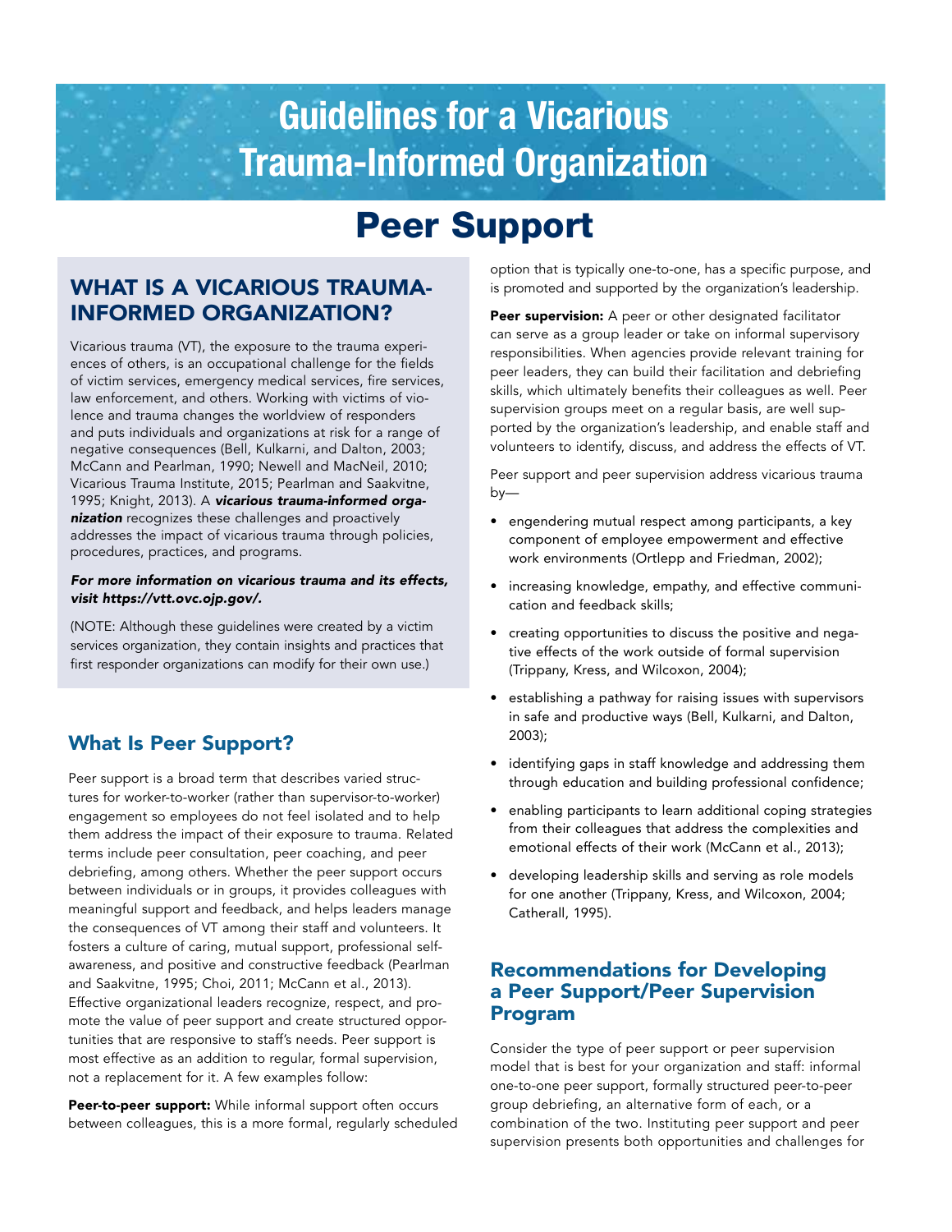# Guidelines for a Vicarious Trauma-Informed Organization

# Peer Support

## WHAT IS A VICARIOUS TRAUMA-INFORMED ORGANIZATION?

Vicarious trauma (VT), the exposure to the trauma experiences of others, is an occupational challenge for the fields of victim services, emergency medical services, fire services, law enforcement, and others. Working with victims of violence and trauma changes the worldview of responders and puts individuals and organizations at risk for a range of negative consequences (Bell, Kulkarni, and Dalton, 2003; McCann and Pearlman, 1990; Newell and MacNeil, 2010; Vicarious Trauma Institute, 2015; Pearlman and Saakvitne, 1995; Knight, 2013). A ***vicarious trauma-informed organization*** recognizes these challenges and proactively addresses the impact of vicarious trauma through policies, procedures, practices, and programs.

***For more information on vicarious trauma and its effects, visit https://vtt.ovc.ojp.gov/.***

(NOTE: Although these guidelines were created by a victim services organization, they contain insights and practices that first responder organizations can modify for their own use.)

## What Is Peer Support?

Peer support is a broad term that describes varied structures for worker-to-worker (rather than supervisor-to-worker) engagement so employees do not feel isolated and to help them address the impact of their exposure to trauma. Related terms include peer consultation, peer coaching, and peer debriefing, among others. Whether the peer support occurs between individuals or in groups, it provides colleagues with meaningful support and feedback, and helps leaders manage the consequences of VT among their staff and volunteers. It fosters a culture of caring, mutual support, professional self-awareness, and positive and constructive feedback (Pearlman and Saakvitne, 1995; Choi, 2011; McCann et al., 2013). Effective organizational leaders recognize, respect, and promote the value of peer support and create structured opportunities that are responsive to staff's needs. Peer support is most effective as an addition to regular, formal supervision, not a replacement for it. A few examples follow:

**Peer-to-peer support:** While informal support often occurs between colleagues, this is a more formal, regularly scheduled option that is typically one-to-one, has a specific purpose, and is promoted and supported by the organization's leadership.

**Peer supervision:** A peer or other designated facilitator can serve as a group leader or take on informal supervisory responsibilities. When agencies provide relevant training for peer leaders, they can build their facilitation and debriefing skills, which ultimately benefits their colleagues as well. Peer supervision groups meet on a regular basis, are well supported by the organization's leadership, and enable staff and volunteers to identify, discuss, and address the effects of VT.

Peer support and peer supervision address vicarious trauma by—

- engendering mutual respect among participants, a key component of employee empowerment and effective work environments (Ortlepp and Friedman, 2002);
- increasing knowledge, empathy, and effective communication and feedback skills;
- creating opportunities to discuss the positive and negative effects of the work outside of formal supervision (Trippany, Kress, and Wilcoxon, 2004);
- establishing a pathway for raising issues with supervisors in safe and productive ways (Bell, Kulkarni, and Dalton, 2003);
- identifying gaps in staff knowledge and addressing them through education and building professional confidence;
- enabling participants to learn additional coping strategies from their colleagues that address the complexities and emotional effects of their work (McCann et al., 2013);
- developing leadership skills and serving as role models for one another (Trippany, Kress, and Wilcoxon, 2004; Catherall, 1995).

## Recommendations for Developing a Peer Support/Peer Supervision Program

Consider the type of peer support or peer supervision model that is best for your organization and staff: informal one-to-one peer support, formally structured peer-to-peer group debriefing, an alternative form of each, or a combination of the two. Instituting peer support and peer supervision presents both opportunities and challenges for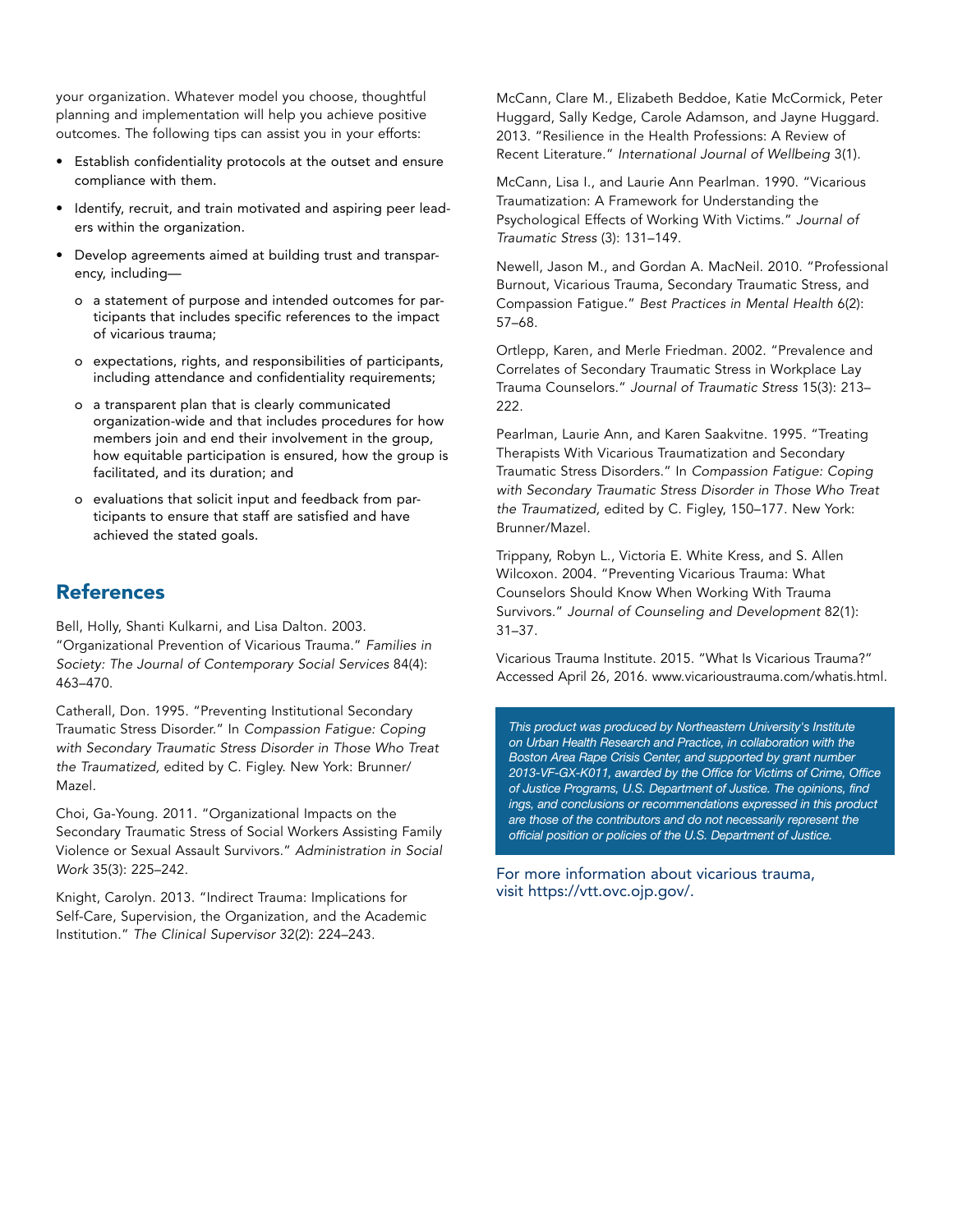your organization. Whatever model you choose, thoughtful planning and implementation will help you achieve positive outcomes. The following tips can assist you in your efforts:

- Establish confidentiality protocols at the outset and ensure compliance with them.
- Identify, recruit, and train motivated and aspiring peer leaders within the organization.
- Develop agreements aimed at building trust and transparency, including—
  - a statement of purpose and intended outcomes for participants that includes specific references to the impact of vicarious trauma;
  - expectations, rights, and responsibilities of participants, including attendance and confidentiality requirements;
  - a transparent plan that is clearly communicated organization-wide and that includes procedures for how members join and end their involvement in the group, how equitable participation is ensured, how the group is facilitated, and its duration; and
  - evaluations that solicit input and feedback from participants to ensure that staff are satisfied and have achieved the stated goals.

## References

Bell, Holly, Shanti Kulkarni, and Lisa Dalton. 2003. "Organizational Prevention of Vicarious Trauma." *Families in Society: The Journal of Contemporary Social Services* 84(4): 463–470.

Catherall, Don. 1995. "Preventing Institutional Secondary Traumatic Stress Disorder." In *Compassion Fatigue: Coping with Secondary Traumatic Stress Disorder in Those Who Treat the Traumatized*, edited by C. Figley. New York: Brunner/Mazel.

Choi, Ga-Young. 2011. "Organizational Impacts on the Secondary Traumatic Stress of Social Workers Assisting Family Violence or Sexual Assault Survivors." *Administration in Social Work* 35(3): 225–242.

Knight, Carolyn. 2013. "Indirect Trauma: Implications for Self-Care, Supervision, the Organization, and the Academic Institution." *The Clinical Supervisor* 32(2): 224–243.

McCann, Clare M., Elizabeth Beddoe, Katie McCormick, Peter Huggard, Sally Kedge, Carole Adamson, and Jayne Huggard. 2013. "Resilience in the Health Professions: A Review of Recent Literature." *International Journal of Wellbeing* 3(1).

McCann, Lisa I., and Laurie Ann Pearlman. 1990. "Vicarious Traumatization: A Framework for Understanding the Psychological Effects of Working With Victims." *Journal of Traumatic Stress* (3): 131–149.

Newell, Jason M., and Gordan A. MacNeil. 2010. "Professional Burnout, Vicarious Trauma, Secondary Traumatic Stress, and Compassion Fatigue." *Best Practices in Mental Health* 6(2): 57–68.

Ortlepp, Karen, and Merle Friedman. 2002. "Prevalence and Correlates of Secondary Traumatic Stress in Workplace Lay Trauma Counselors." *Journal of Traumatic Stress* 15(3): 213–222.

Pearlman, Laurie Ann, and Karen Saakvitne. 1995. "Treating Therapists With Vicarious Traumatization and Secondary Traumatic Stress Disorders." In *Compassion Fatigue: Coping with Secondary Traumatic Stress Disorder in Those Who Treat the Traumatized*, edited by C. Figley, 150–177. New York: Brunner/Mazel.

Trippany, Robyn L., Victoria E. White Kress, and S. Allen Wilcoxon. 2004. "Preventing Vicarious Trauma: What Counselors Should Know When Working With Trauma Survivors." *Journal of Counseling and Development* 82(1): 31–37.

Vicarious Trauma Institute. 2015. "What Is Vicarious Trauma?" Accessed April 26, 2016. www.vicarioustrauma.com/whatis.html.

*This product was produced by Northeastern University's Institute on Urban Health Research and Practice, in collaboration with the Boston Area Rape Crisis Center, and supported by grant number 2013-VF-GX-K011, awarded by the Office for Victims of Crime, Office of Justice Programs, U.S. Department of Justice. The opinions, findings, and conclusions or recommendations expressed in this product are those of the contributors and do not necessarily represent the official position or policies of the U.S. Department of Justice.*

For more information about vicarious trauma, visit https://vtt.ovc.ojp.gov/.